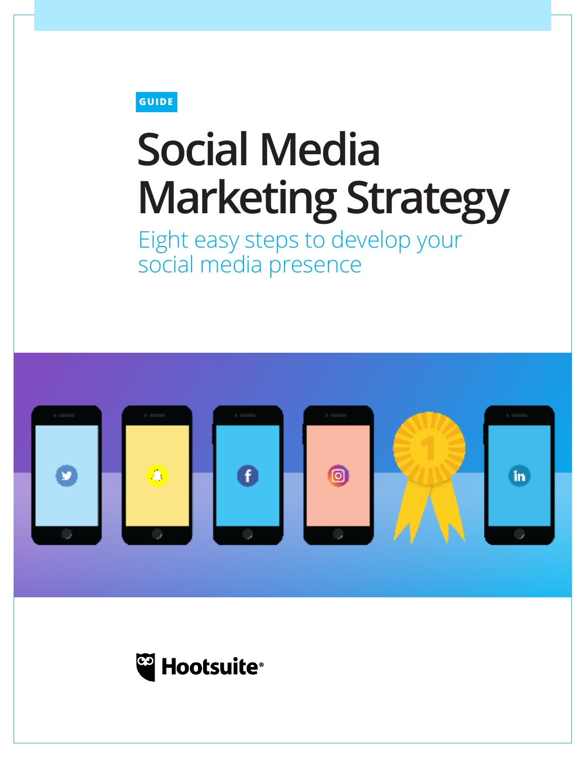GUIDE

# Social Media Marketing Strategy

## Eight easy steps to develop your social media presence

Hootsuite®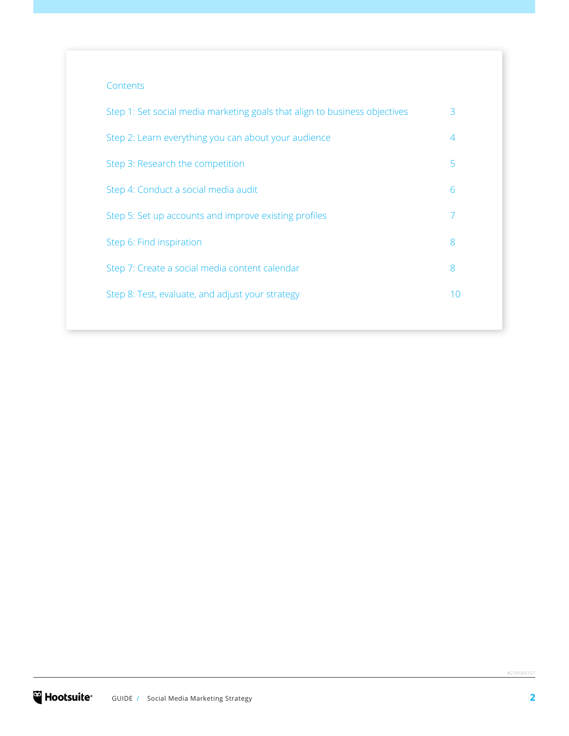## Contents

| | |
|---|---|
| Step 1: Set social media marketing goals that align to business objectives | 3 |
| Step 2: Learn everything you can about your audience | 4 |
| Step 3: Research the competition | 5 |
| Step 4: Conduct a social media audit | 6 |
| Step 5: Set up accounts and improve existing profiles | 7 |
| Step 6: Find inspiration | 8 |
| Step 7: Create a social media content calendar | 8 |
| Step 8: Test, evaluate, and adjust your strategy | 10 |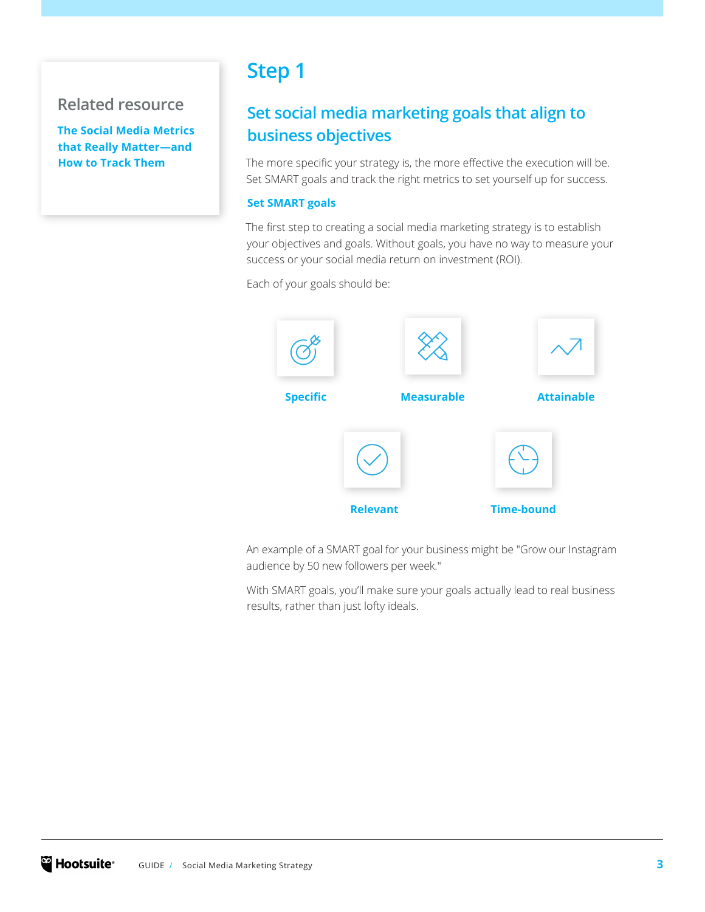## Related resource

**The Social Media Metrics that Really Matter—and How to Track Them**

# Step 1

## Set social media marketing goals that align to business objectives

The more specific your strategy is, the more effective the execution will be. Set SMART goals and track the right metrics to set yourself up for success.

### Set SMART goals

The first step to creating a social media marketing strategy is to establish your objectives and goals. Without goals, you have no way to measure your success or your social media return on investment (ROI).

Each of your goals should be:

- **Specific**
- **Measurable**
- **Attainable**
- **Relevant**
- **Time-bound**

An example of a SMART goal for your business might be "Grow our Instagram audience by 50 new followers per week."

With SMART goals, you'll make sure your goals actually lead to real business results, rather than just lofty ideals.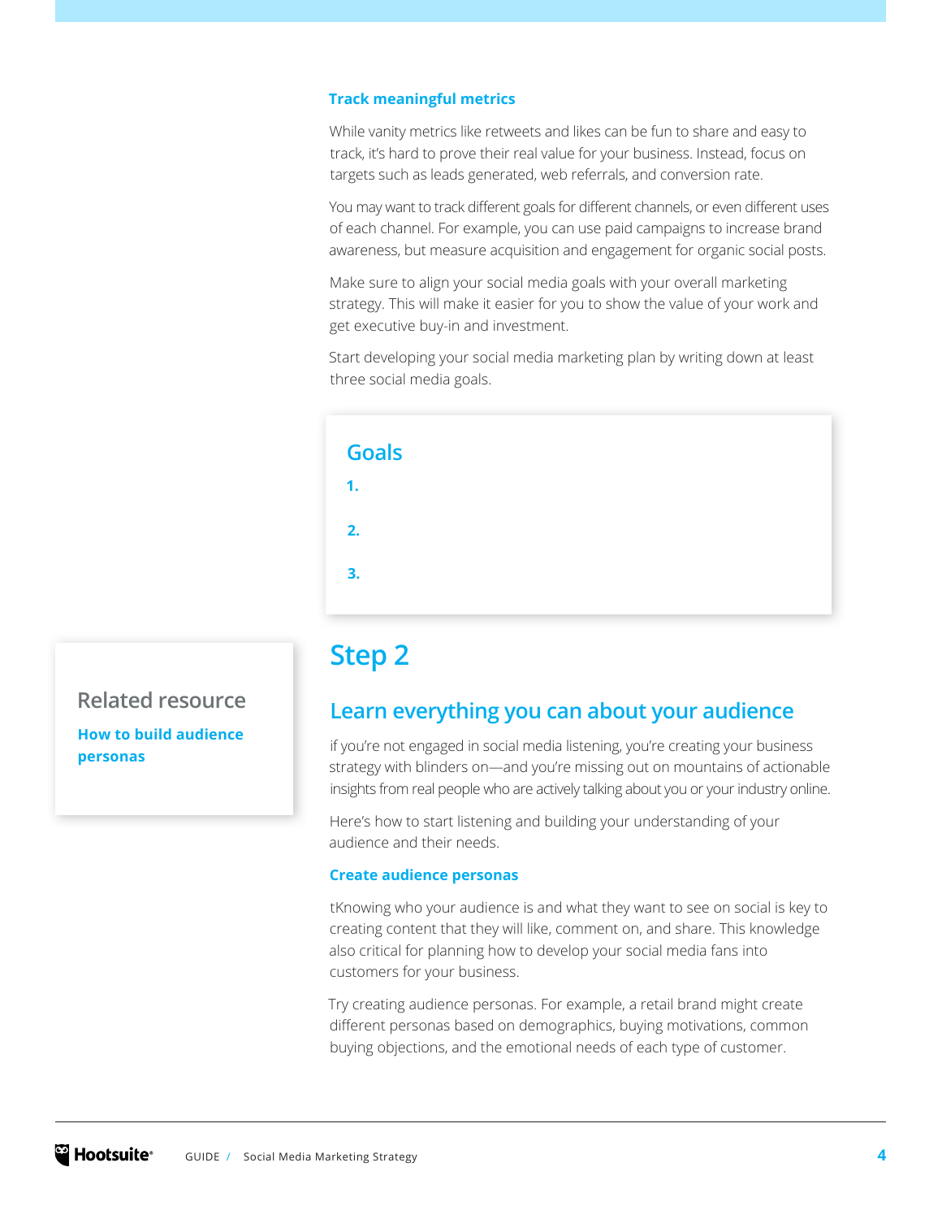### Track meaningful metrics

While vanity metrics like retweets and likes can be fun to share and easy to track, it's hard to prove their real value for your business. Instead, focus on targets such as leads generated, web referrals, and conversion rate.

You may want to track different goals for different channels, or even different uses of each channel. For example, you can use paid campaigns to increase brand awareness, but measure acquisition and engagement for organic social posts.

Make sure to align your social media goals with your overall marketing strategy. This will make it easier for you to show the value of your work and get executive buy-in and investment.

Start developing your social media marketing plan by writing down at least three social media goals.

**Goals**

1.

2.

3.

# Step 2

## Learn everything you can about your audience

if you're not engaged in social media listening, you're creating your business strategy with blinders on—and you're missing out on mountains of actionable insights from real people who are actively talking about you or your industry online.

Here's how to start listening and building your understanding of your audience and their needs.

### Create audience personas

tKnowing who your audience is and what they want to see on social is key to creating content that they will like, comment on, and share. This knowledge also critical for planning how to develop your social media fans into customers for your business.

Try creating audience personas. For example, a retail brand might create different personas based on demographics, buying motivations, common buying objections, and the emotional needs of each type of customer.

**Related resource**

**How to build audience personas**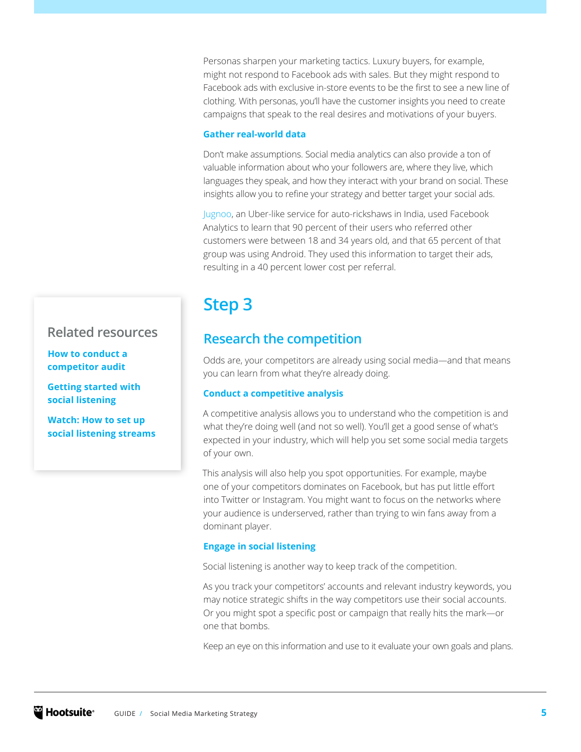Personas sharpen your marketing tactics. Luxury buyers, for example, might not respond to Facebook ads with sales. But they might respond to Facebook ads with exclusive in-store events to be the first to see a new line of clothing. With personas, you'll have the customer insights you need to create campaigns that speak to the real desires and motivations of your buyers.

### Gather real-world data

Don't make assumptions. Social media analytics can also provide a ton of valuable information about who your followers are, where they live, which languages they speak, and how they interact with your brand on social. These insights allow you to refine your strategy and better target your social ads.

Jugnoo, an Uber-like service for auto-rickshaws in India, used Facebook Analytics to learn that 90 percent of their users who referred other customers were between 18 and 34 years old, and that 65 percent of that group was using Android. They used this information to target their ads, resulting in a 40 percent lower cost per referral.

# Step 3

## Research the competition

Odds are, your competitors are already using social media—and that means you can learn from what they're already doing.

### Conduct a competitive analysis

A competitive analysis allows you to understand who the competition is and what they're doing well (and not so well). You'll get a good sense of what's expected in your industry, which will help you set some social media targets of your own.

This analysis will also help you spot opportunities. For example, maybe one of your competitors dominates on Facebook, but has put little effort into Twitter or Instagram. You might want to focus on the networks where your audience is underserved, rather than trying to win fans away from a dominant player.

### Engage in social listening

Social listening is another way to keep track of the competition.

As you track your competitors' accounts and relevant industry keywords, you may notice strategic shifts in the way competitors use their social accounts. Or you might spot a specific post or campaign that really hits the mark—or one that bombs.

Keep an eye on this information and use to it evaluate your own goals and plans.

## Related resources

**How to conduct a competitor audit**

**Getting started with social listening**

**Watch: How to set up social listening streams**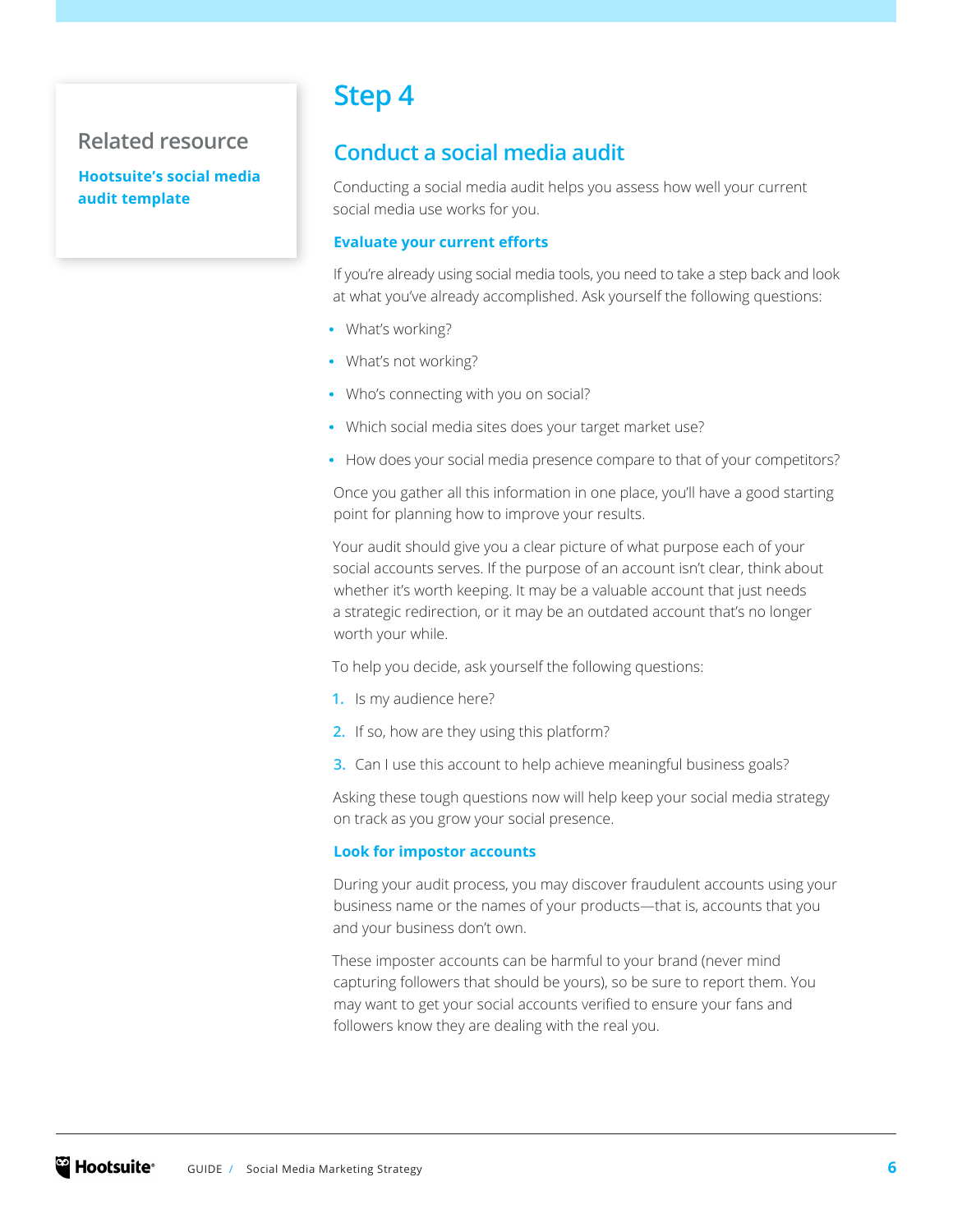## Related resource

**Hootsuite's social media audit template**

# Step 4

## Conduct a social media audit

Conducting a social media audit helps you assess how well your current social media use works for you.

### Evaluate your current efforts

If you're already using social media tools, you need to take a step back and look at what you've already accomplished. Ask yourself the following questions:

- What's working?
- What's not working?
- Who's connecting with you on social?
- Which social media sites does your target market use?
- How does your social media presence compare to that of your competitors?

Once you gather all this information in one place, you'll have a good starting point for planning how to improve your results.

Your audit should give you a clear picture of what purpose each of your social accounts serves. If the purpose of an account isn't clear, think about whether it's worth keeping. It may be a valuable account that just needs a strategic redirection, or it may be an outdated account that's no longer worth your while.

To help you decide, ask yourself the following questions:

1. Is my audience here?
2. If so, how are they using this platform?
3. Can I use this account to help achieve meaningful business goals?

Asking these tough questions now will help keep your social media strategy on track as you grow your social presence.

### Look for impostor accounts

During your audit process, you may discover fraudulent accounts using your business name or the names of your products—that is, accounts that you and your business don't own.

These imposter accounts can be harmful to your brand (never mind capturing followers that should be yours), so be sure to report them. You may want to get your social accounts verified to ensure your fans and followers know they are dealing with the real you.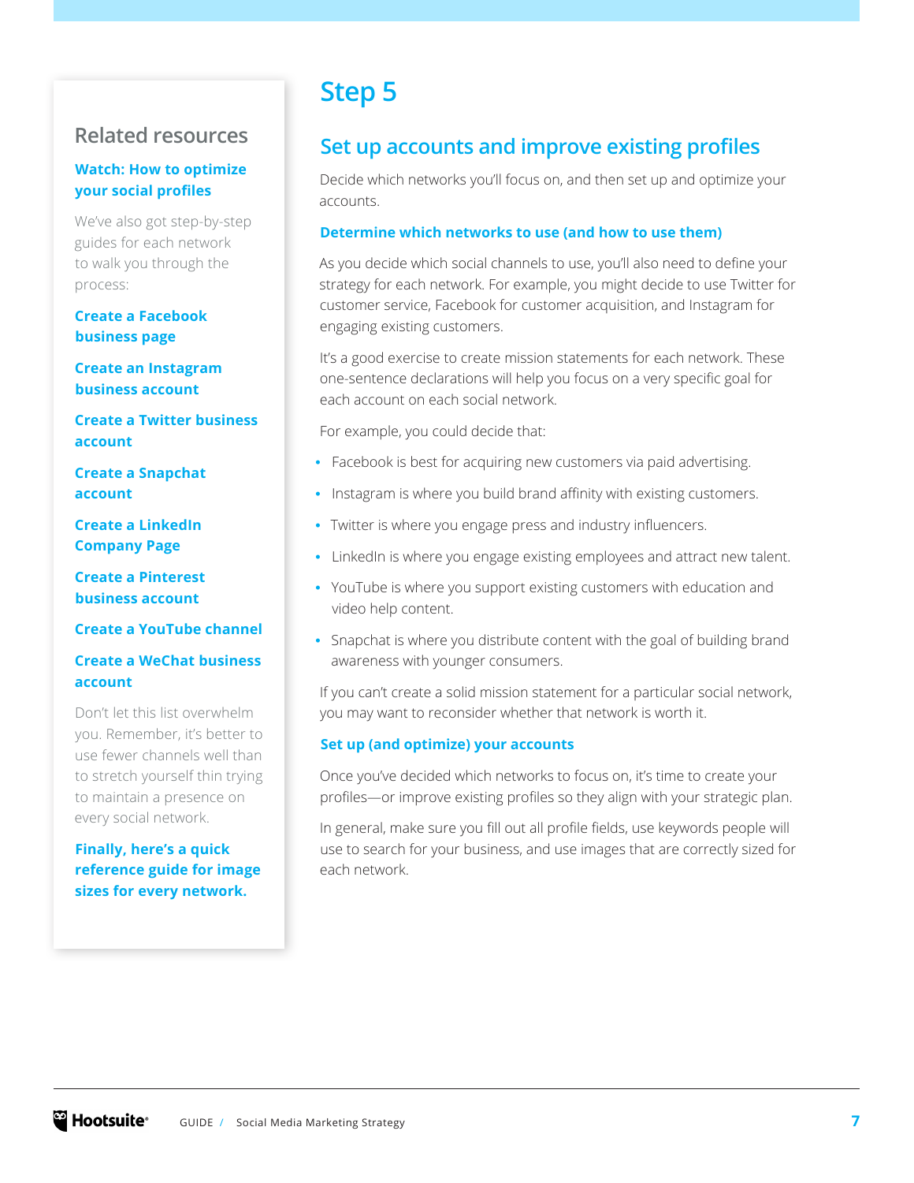# Step 5

## Set up accounts and improve existing profiles

Decide which networks you'll focus on, and then set up and optimize your accounts.

### Determine which networks to use (and how to use them)

As you decide which social channels to use, you'll also need to define your strategy for each network. For example, you might decide to use Twitter for customer service, Facebook for customer acquisition, and Instagram for engaging existing customers.

It's a good exercise to create mission statements for each network. These one-sentence declarations will help you focus on a very specific goal for each account on each social network.

For example, you could decide that:

- Facebook is best for acquiring new customers via paid advertising.
- Instagram is where you build brand affinity with existing customers.
- Twitter is where you engage press and industry influencers.
- LinkedIn is where you engage existing employees and attract new talent.
- YouTube is where you support existing customers with education and video help content.
- Snapchat is where you distribute content with the goal of building brand awareness with younger consumers.

If you can't create a solid mission statement for a particular social network, you may want to reconsider whether that network is worth it.

### Set up (and optimize) your accounts

Once you've decided which networks to focus on, it's time to create your profiles—or improve existing profiles so they align with your strategic plan.

In general, make sure you fill out all profile fields, use keywords people will use to search for your business, and use images that are correctly sized for each network.

## Related resources

**Watch: How to optimize your social profiles**

We've also got step-by-step guides for each network to walk you through the process:

**Create a Facebook business page**

**Create an Instagram business account**

**Create a Twitter business account**

**Create a Snapchat account**

**Create a LinkedIn Company Page**

**Create a Pinterest business account**

**Create a YouTube channel**

**Create a WeChat business account**

Don't let this list overwhelm you. Remember, it's better to use fewer channels well than to stretch yourself thin trying to maintain a presence on every social network.

**Finally, here's a quick reference guide for image sizes for every network.**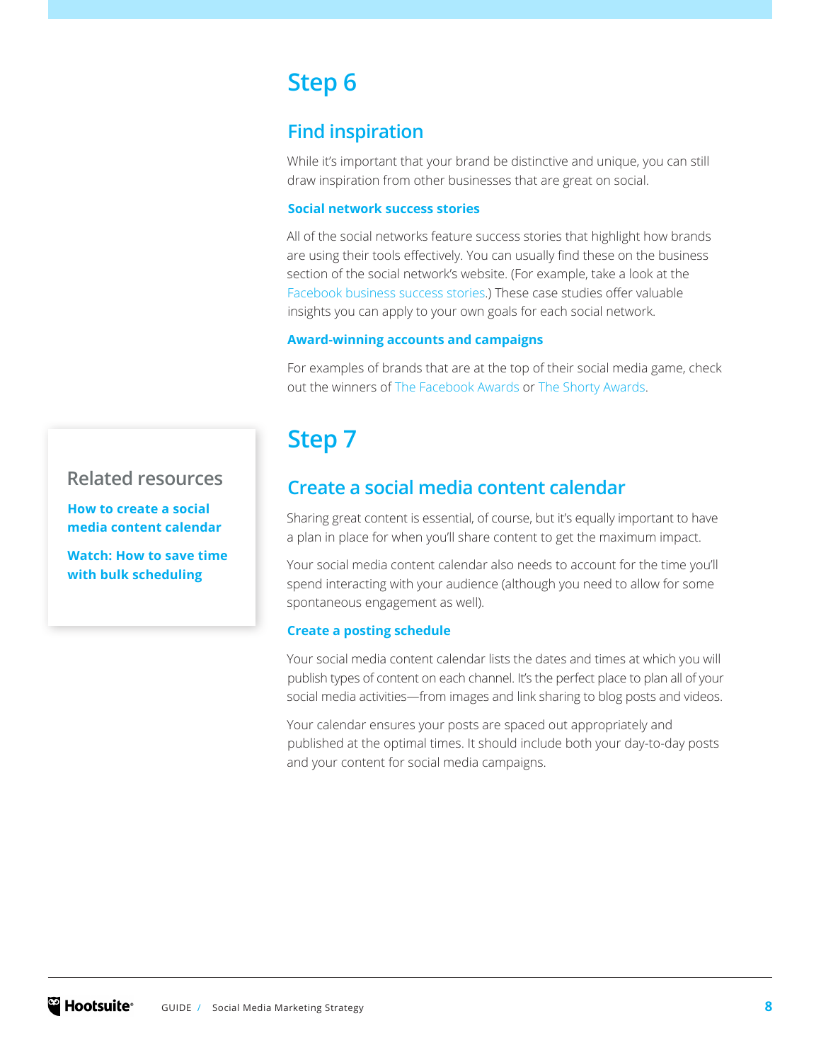## Step 6

### Find inspiration

While it's important that your brand be distinctive and unique, you can still draw inspiration from other businesses that are great on social.

#### Social network success stories

All of the social networks feature success stories that highlight how brands are using their tools effectively. You can usually find these on the business section of the social network's website. (For example, take a look at the Facebook business success stories.) These case studies offer valuable insights you can apply to your own goals for each social network.

#### Award-winning accounts and campaigns

For examples of brands that are at the top of their social media game, check out the winners of The Facebook Awards or The Shorty Awards.

## Step 7

### Create a social media content calendar

Sharing great content is essential, of course, but it's equally important to have a plan in place for when you'll share content to get the maximum impact.

Your social media content calendar also needs to account for the time you'll spend interacting with your audience (although you need to allow for some spontaneous engagement as well).

#### Create a posting schedule

Your social media content calendar lists the dates and times at which you will publish types of content on each channel. It's the perfect place to plan all of your social media activities—from images and link sharing to blog posts and videos.

Your calendar ensures your posts are spaced out appropriately and published at the optimal times. It should include both your day-to-day posts and your content for social media campaigns.

> **Related resources**
>
> **How to create a social media content calendar**
>
> **Watch: How to save time with bulk scheduling**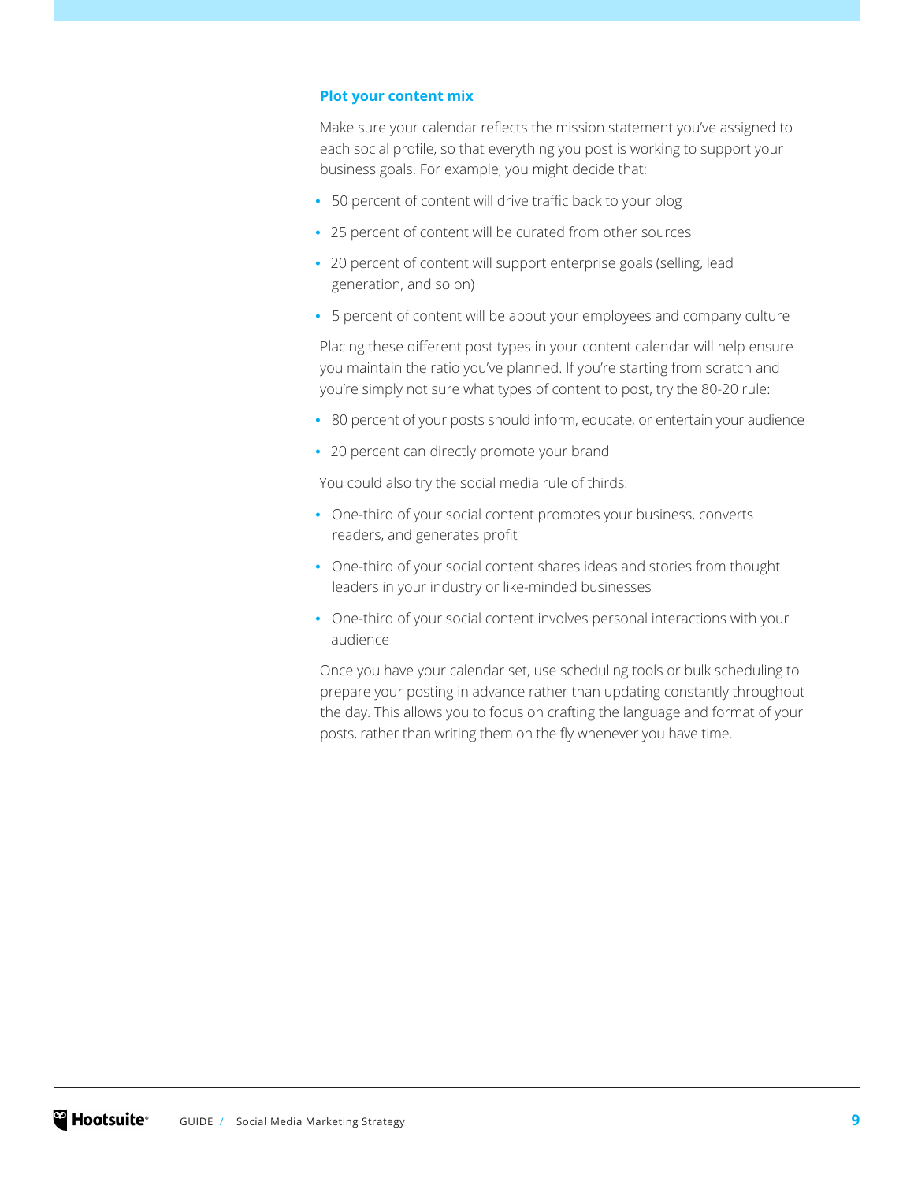### Plot your content mix

Make sure your calendar reflects the mission statement you've assigned to each social profile, so that everything you post is working to support your business goals. For example, you might decide that:

- 50 percent of content will drive traffic back to your blog
- 25 percent of content will be curated from other sources
- 20 percent of content will support enterprise goals (selling, lead generation, and so on)
- 5 percent of content will be about your employees and company culture

Placing these different post types in your content calendar will help ensure you maintain the ratio you've planned. If you're starting from scratch and you're simply not sure what types of content to post, try the 80-20 rule:

- 80 percent of your posts should inform, educate, or entertain your audience
- 20 percent can directly promote your brand

You could also try the social media rule of thirds:

- One-third of your social content promotes your business, converts readers, and generates profit
- One-third of your social content shares ideas and stories from thought leaders in your industry or like-minded businesses
- One-third of your social content involves personal interactions with your audience

Once you have your calendar set, use scheduling tools or bulk scheduling to prepare your posting in advance rather than updating constantly throughout the day. This allows you to focus on crafting the language and format of your posts, rather than writing them on the fly whenever you have time.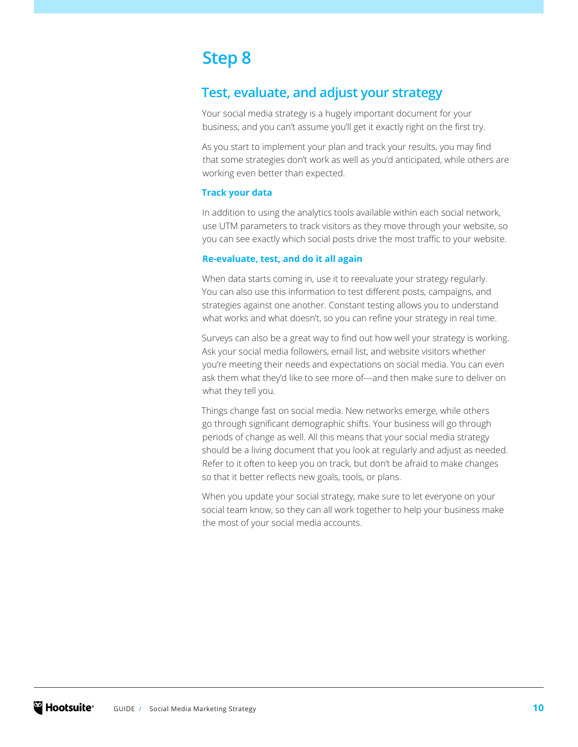# Step 8

## Test, evaluate, and adjust your strategy

Your social media strategy is a hugely important document for your business, and you can't assume you'll get it exactly right on the first try.

As you start to implement your plan and track your results, you may find that some strategies don't work as well as you'd anticipated, while others are working even better than expected.

### Track your data

In addition to using the analytics tools available within each social network, use UTM parameters to track visitors as they move through your website, so you can see exactly which social posts drive the most traffic to your website.

### Re-evaluate, test, and do it all again

When data starts coming in, use it to reevaluate your strategy regularly. You can also use this information to test different posts, campaigns, and strategies against one another. Constant testing allows you to understand what works and what doesn't, so you can refine your strategy in real time.

Surveys can also be a great way to find out how well your strategy is working. Ask your social media followers, email list, and website visitors whether you're meeting their needs and expectations on social media. You can even ask them what they'd like to see more of—and then make sure to deliver on what they tell you.

Things change fast on social media. New networks emerge, while others go through significant demographic shifts. Your business will go through periods of change as well. All this means that your social media strategy should be a living document that you look at regularly and adjust as needed. Refer to it often to keep you on track, but don't be afraid to make changes so that it better reflects new goals, tools, or plans.

When you update your social strategy, make sure to let everyone on your social team know, so they can all work together to help your business make the most of your social media accounts.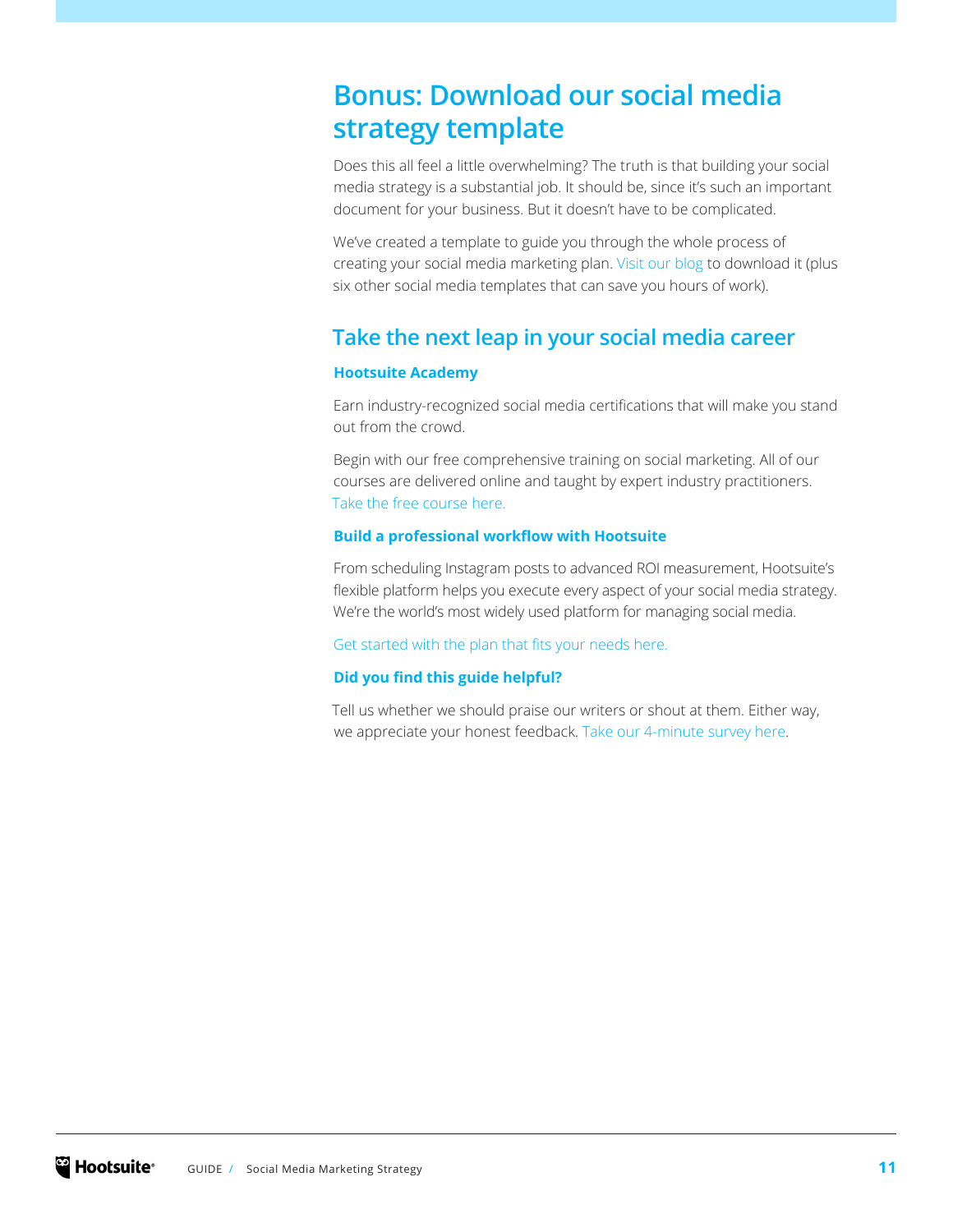## Bonus: Download our social media strategy template

Does this all feel a little overwhelming? The truth is that building your social media strategy is a substantial job. It should be, since it's such an important document for your business. But it doesn't have to be complicated.

We've created a template to guide you through the whole process of creating your social media marketing plan. Visit our blog to download it (plus six other social media templates that can save you hours of work).

## Take the next leap in your social media career

**Hootsuite Academy**

Earn industry-recognized social media certifications that will make you stand out from the crowd.

Begin with our free comprehensive training on social marketing. All of our courses are delivered online and taught by expert industry practitioners. Take the free course here.

**Build a professional workflow with Hootsuite**

From scheduling Instagram posts to advanced ROI measurement, Hootsuite's flexible platform helps you execute every aspect of your social media strategy. We're the world's most widely used platform for managing social media.

Get started with the plan that fits your needs here.

**Did you find this guide helpful?**

Tell us whether we should praise our writers or shout at them. Either way, we appreciate your honest feedback. Take our 4-minute survey here.